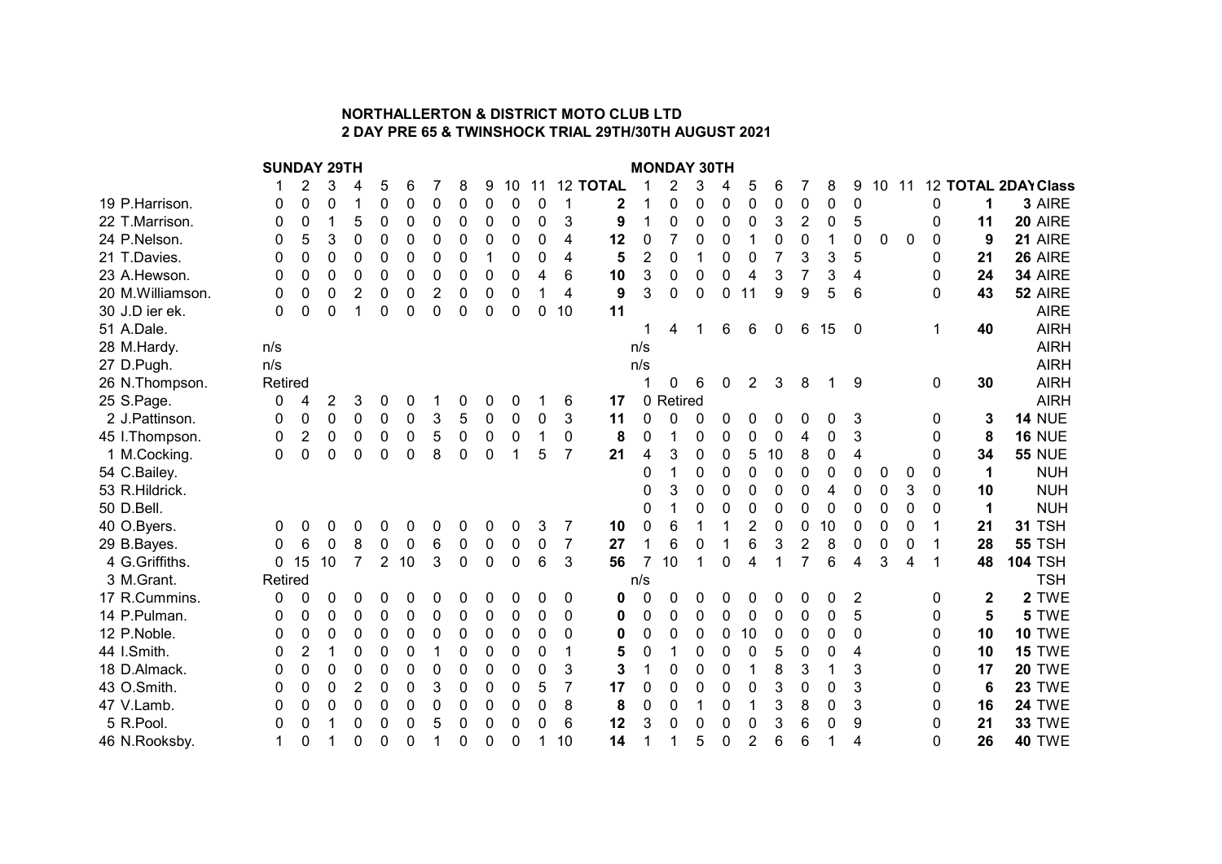**NORTHALLERTON & DISTRICT MOTO CLUB LTD**
**2 DAY PRE 65 & TWINSHOCK TRIAL 29TH/30TH AUGUST 2021**

| | SUNDAY 29TH | | | | | | | | | | | | | MONDAY 30TH | | | | | | | | | | | | | | |
|---|---|---|---|---|---|---|---|---|---|---|---|---|---|---|---|---|---|---|---|---|---|---|---|---|---|---|---|---|
| | 1 | 2 | 3 | 4 | 5 | 6 | 7 | 8 | 9 | 10 | 11 | 12 | **TOTAL** | 1 | 2 | 3 | 4 | 5 | 6 | 7 | 8 | 9 | 10 | 11 | 12 | **TOTAL** | **2DAY** | **Class** |
| 19 P.Harrison. | 0 | 0 | 0 | 1 | 0 | 0 | 0 | 0 | 0 | 0 | 0 | 1 | **2** | 1 | 0 | 0 | 0 | 0 | 0 | 0 | 0 | 0 | | | 0 | **1** | **3** | AIRE |
| 22 T.Marrison. | 0 | 0 | 1 | 5 | 0 | 0 | 0 | 0 | 0 | 0 | 0 | 3 | **9** | 1 | 0 | 0 | 0 | 0 | 3 | 2 | 0 | 5 | | | 0 | **11** | **20** | AIRE |
| 24 P.Nelson. | 0 | 5 | 3 | 0 | 0 | 0 | 0 | 0 | 0 | 0 | 0 | 4 | **12** | 0 | 7 | 0 | 0 | 1 | 0 | 0 | 1 | 0 | 0 | 0 | 0 | **9** | **21** | AIRE |
| 21 T.Davies. | 0 | 0 | 0 | 0 | 0 | 0 | 0 | 0 | 1 | 0 | 0 | 4 | **5** | 2 | 0 | 1 | 0 | 0 | 7 | 3 | 3 | 5 | | | 0 | **21** | **26** | AIRE |
| 23 A.Hewson. | 0 | 0 | 0 | 0 | 0 | 0 | 0 | 0 | 0 | 0 | 4 | 6 | **10** | 3 | 0 | 0 | 0 | 4 | 3 | 7 | 3 | 4 | | | 0 | **24** | **34** | AIRE |
| 20 M.Williamson. | 0 | 0 | 0 | 2 | 0 | 0 | 2 | 0 | 0 | 0 | 1 | 4 | **9** | 3 | 0 | 0 | 0 | 11 | 9 | 9 | 5 | 6 | | | 0 | **43** | **52** | AIRE |
| 30 J.D ier ek. | 0 | 0 | 0 | 1 | 0 | 0 | 0 | 0 | 0 | 0 | 0 | 10 | **11** | | | | | | | | | | | | | | | AIRE |
| 51 A.Dale. | | | | | | | | | | | | | | 1 | 4 | 1 | 6 | 6 | 0 | 6 | 15 | 0 | | | 1 | **40** | | AIRH |
| 28 M.Hardy. | n/s | | | | | | | | | | | | | n/s | | | | | | | | | | | | | | AIRH |
| 27 D.Pugh. | n/s | | | | | | | | | | | | | n/s | | | | | | | | | | | | | | AIRH |
| 26 N.Thompson. | Retired | | | | | | | | | | | | | 1 | 0 | 6 | 0 | 2 | 3 | 8 | 1 | 9 | | | 0 | **30** | | AIRH |
| 25 S.Page. | 0 | 4 | 2 | 3 | 0 | 0 | 1 | 0 | 0 | 0 | 1 | 6 | **17** | 0 | Retired | | | | | | | | | | | | | AIRH |
| 2 J.Pattinson. | 0 | 0 | 0 | 0 | 0 | 0 | 3 | 5 | 0 | 0 | 0 | 3 | **11** | 0 | 0 | 0 | 0 | 0 | 0 | 0 | 0 | 3 | | | 0 | **3** | **14** | NUE |
| 45 I.Thompson. | 0 | 2 | 0 | 0 | 0 | 0 | 5 | 0 | 0 | 0 | 1 | 0 | **8** | 0 | 1 | 0 | 0 | 0 | 0 | 4 | 0 | 3 | | | 0 | **8** | **16** | NUE |
| 1 M.Cocking. | 0 | 0 | 0 | 0 | 0 | 0 | 8 | 0 | 0 | 1 | 5 | 7 | **21** | 4 | 3 | 0 | 0 | 5 | 10 | 8 | 0 | 4 | | | 0 | **34** | **55** | NUE |
| 54 C.Bailey. | | | | | | | | | | | | | | 0 | 1 | 0 | 0 | 0 | 0 | 0 | 0 | 0 | 0 | 0 | 0 | **1** | | NUH |
| 53 R.Hildrick. | | | | | | | | | | | | | | 0 | 3 | 0 | 0 | 0 | 0 | 0 | 4 | 0 | 0 | 3 | 0 | **10** | | NUH |
| 50 D.Bell. | | | | | | | | | | | | | | 0 | 1 | 0 | 0 | 0 | 0 | 0 | 0 | 0 | 0 | 0 | 0 | **1** | | NUH |
| 40 O.Byers. | 0 | 0 | 0 | 0 | 0 | 0 | 0 | 0 | 0 | 0 | 3 | 7 | **10** | 0 | 6 | 1 | 1 | 2 | 0 | 0 | 10 | 0 | 0 | 0 | 1 | **21** | **31** | TSH |
| 29 B.Bayes. | 0 | 6 | 0 | 8 | 0 | 0 | 6 | 0 | 0 | 0 | 0 | 7 | **27** | 1 | 6 | 0 | 1 | 6 | 3 | 2 | 8 | 0 | 0 | 0 | 1 | **28** | **55** | TSH |
| 4 G.Griffiths. | 0 | 15 | 10 | 7 | 2 | 10 | 3 | 0 | 0 | 0 | 6 | 3 | **56** | 7 | 10 | 1 | 0 | 4 | 1 | 7 | 6 | 4 | 3 | 4 | 1 | **48** | **104** | TSH |
| 3 M.Grant. | Retired | | | | | | | | | | | | | n/s | | | | | | | | | | | | | | TSH |
| 17 R.Cummins. | 0 | 0 | 0 | 0 | 0 | 0 | 0 | 0 | 0 | 0 | 0 | 0 | **0** | 0 | 0 | 0 | 0 | 0 | 0 | 0 | 0 | 2 | | | 0 | **2** | **2** | TWE |
| 14 P.Pulman. | 0 | 0 | 0 | 0 | 0 | 0 | 0 | 0 | 0 | 0 | 0 | 0 | **0** | 0 | 0 | 0 | 0 | 0 | 0 | 0 | 0 | 5 | | | 0 | **5** | **5** | TWE |
| 12 P.Noble. | 0 | 0 | 0 | 0 | 0 | 0 | 0 | 0 | 0 | 0 | 0 | 0 | **0** | 0 | 0 | 0 | 0 | 10 | 0 | 0 | 0 | 0 | | | 0 | **10** | **10** | TWE |
| 44 I.Smith. | 0 | 2 | 1 | 0 | 0 | 0 | 1 | 0 | 0 | 0 | 0 | 1 | **5** | 0 | 1 | 0 | 0 | 0 | 5 | 0 | 0 | 4 | | | 0 | **10** | **15** | TWE |
| 18 D.Almack. | 0 | 0 | 0 | 0 | 0 | 0 | 0 | 0 | 0 | 0 | 0 | 3 | **3** | 1 | 0 | 0 | 0 | 1 | 8 | 3 | 1 | 3 | | | 0 | **17** | **20** | TWE |
| 43 O.Smith. | 0 | 0 | 0 | 2 | 0 | 0 | 3 | 0 | 0 | 0 | 5 | 7 | **17** | 0 | 0 | 0 | 0 | 0 | 3 | 0 | 0 | 3 | | | 0 | **6** | **23** | TWE |
| 47 V.Lamb. | 0 | 0 | 0 | 0 | 0 | 0 | 0 | 0 | 0 | 0 | 0 | 8 | **8** | 0 | 0 | 1 | 0 | 1 | 3 | 8 | 0 | 3 | | | 0 | **16** | **24** | TWE |
| 5 R.Pool. | 0 | 0 | 1 | 0 | 0 | 0 | 5 | 0 | 0 | 0 | 0 | 6 | **12** | 3 | 0 | 0 | 0 | 0 | 3 | 6 | 0 | 9 | | | 0 | **21** | **33** | TWE |
| 46 N.Rooksby. | 1 | 0 | 1 | 0 | 0 | 0 | 1 | 0 | 0 | 0 | 1 | 10 | **14** | 1 | 1 | 5 | 0 | 2 | 6 | 6 | 1 | 4 | | | 0 | **26** | **40** | TWE |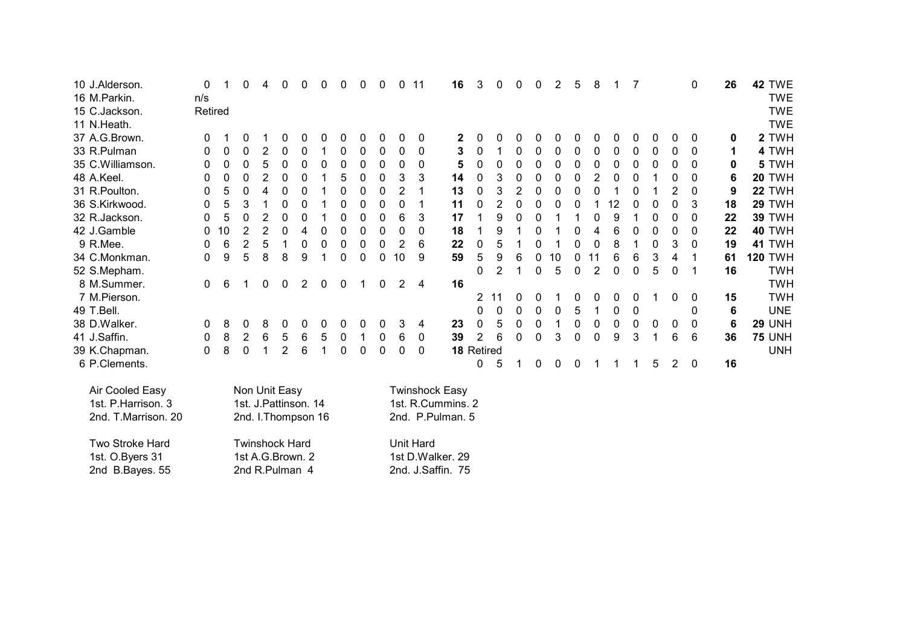| | | | | | | | | | | | | | | | | | | | | | | | | | | | | |
|---|---|---|---|---|---|---|---|---|---|---|---|---|---|---|---|---|---|---|---|---|---|---|---|---|---|---|---|---|
| 10 J.Alderson. | 0 | 1 | 0 | 4 | 0 | 0 | 0 | 0 | 0 | 0 | 0 | 11 | **16** | 3 | 0 | 0 | 0 | 2 | 5 | 8 | 1 | 7 | | | 0 | **26** | **42** | TWE |
| 16 M.Parkin. | n/s | | | | | | | | | | | | | | | | | | | | | | | | | | | TWE |
| 15 C.Jackson. | Retired | | | | | | | | | | | | | | | | | | | | | | | | | | | TWE |
| 11 N.Heath. | | | | | | | | | | | | | | | | | | | | | | | | | | | | TWE |
| 37 A.G.Brown. | 0 | 1 | 0 | 1 | 0 | 0 | 0 | 0 | 0 | 0 | 0 | 0 | **2** | 0 | 0 | 0 | 0 | 0 | 0 | 0 | 0 | 0 | 0 | 0 | 0 | **0** | **2** | TWH |
| 33 R.Pulman | 0 | 0 | 0 | 2 | 0 | 0 | 1 | 0 | 0 | 0 | 0 | 0 | **3** | 0 | 1 | 0 | 0 | 0 | 0 | 0 | 0 | 0 | 0 | 0 | 0 | **1** | **4** | TWH |
| 35 C.Williamson. | 0 | 0 | 0 | 5 | 0 | 0 | 0 | 0 | 0 | 0 | 0 | 0 | **5** | 0 | 0 | 0 | 0 | 0 | 0 | 0 | 0 | 0 | 0 | 0 | 0 | **0** | **5** | TWH |
| 48 A.Keel. | 0 | 0 | 0 | 2 | 0 | 0 | 1 | 5 | 0 | 0 | 3 | 3 | **14** | 0 | 3 | 0 | 0 | 0 | 0 | 2 | 0 | 0 | 1 | 0 | 0 | **6** | **20** | TWH |
| 31 R.Poulton. | 0 | 5 | 0 | 4 | 0 | 0 | 1 | 0 | 0 | 0 | 2 | 1 | **13** | 0 | 3 | 2 | 0 | 0 | 0 | 0 | 1 | 0 | 1 | 2 | 0 | **9** | **22** | TWH |
| 36 S.Kirkwood. | 0 | 5 | 3 | 1 | 0 | 0 | 1 | 0 | 0 | 0 | 0 | 1 | **11** | 0 | 2 | 0 | 0 | 0 | 0 | 1 | 12 | 0 | 0 | 0 | 3 | **18** | **29** | TWH |
| 32 R.Jackson. | 0 | 5 | 0 | 2 | 0 | 0 | 1 | 0 | 0 | 0 | 6 | 3 | **17** | 1 | 9 | 0 | 0 | 1 | 1 | 0 | 9 | 1 | 0 | 0 | 0 | **22** | **39** | TWH |
| 42 J.Gamble | 0 | 10 | 2 | 2 | 0 | 4 | 0 | 0 | 0 | 0 | 0 | 0 | **18** | 1 | 9 | 1 | 0 | 1 | 0 | 4 | 6 | 0 | 0 | 0 | 0 | **22** | **40** | TWH |
| 9 R.Mee. | 0 | 6 | 2 | 5 | 1 | 0 | 0 | 0 | 0 | 0 | 2 | 6 | **22** | 0 | 5 | 1 | 0 | 1 | 0 | 0 | 8 | 1 | 0 | 3 | 0 | **19** | **41** | TWH |
| 34 C.Monkman. | 0 | 9 | 5 | 8 | 8 | 9 | 1 | 0 | 0 | 0 | 10 | 9 | **59** | 5 | 9 | 6 | 0 | 10 | 0 | 11 | 6 | 6 | 3 | 4 | 1 | **61** | **120** | TWH |
| 52 S.Mepham. | | | | | | | | | | | | | | 0 | 2 | 1 | 0 | 5 | 0 | 2 | 0 | 0 | 5 | 0 | 1 | **16** | | TWH |
| 8 M.Summer. | 0 | 6 | 1 | 0 | 0 | 2 | 0 | 0 | 1 | 0 | 2 | 4 | **16** | | | | | | | | | | | | | | | TWH |
| 7 M.Pierson. | | | | | | | | | | | | | | 2 | 11 | 0 | 0 | 1 | 0 | 0 | 0 | 0 | 1 | 0 | 0 | **15** | | TWH |
| 49 T.Bell. | | | | | | | | | | | | | | 0 | 0 | 0 | 0 | 0 | 5 | 1 | 0 | 0 | | | 0 | **6** | | UNE |
| 38 D.Walker. | 0 | 8 | 0 | 8 | 0 | 0 | 0 | 0 | 0 | 0 | 3 | 4 | **23** | 0 | 5 | 0 | 0 | 1 | 0 | 0 | 0 | 0 | 0 | 0 | 0 | **6** | **29** | UNH |
| 41 J.Saffin. | 0 | 8 | 2 | 6 | 5 | 6 | 5 | 0 | 1 | 0 | 6 | 0 | **39** | 2 | 6 | 0 | 0 | 3 | 0 | 0 | 9 | 3 | 1 | 6 | 6 | **36** | **75** | UNH |
| 39 K.Chapman. | 0 | 8 | 0 | 1 | 2 | 6 | 1 | 0 | 0 | 0 | 0 | 0 | **18** | Retired | | | | | | | | | | | | | | UNH |
| 6 P.Clements. | | | | | | | | | | | | | | 0 | 5 | 1 | 0 | 0 | 0 | 1 | 1 | 1 | 5 | 2 | 0 | **16** | | |

Air Cooled Easy
1st. P.Harrison. 3
2nd. T.Marrison. 20

Non Unit Easy
1st. J.Pattinson. 14
2nd. I.Thompson 16

Twinshock Easy
1st. R.Cummins. 2
2nd. P.Pulman. 5

Two Stroke Hard
1st. O.Byers 31
2nd B.Bayes. 55

Twinshock Hard
1st A.G.Brown. 2
2nd R.Pulman 4

Unit Hard
1st D.Walker. 29
2nd. J.Saffin. 75